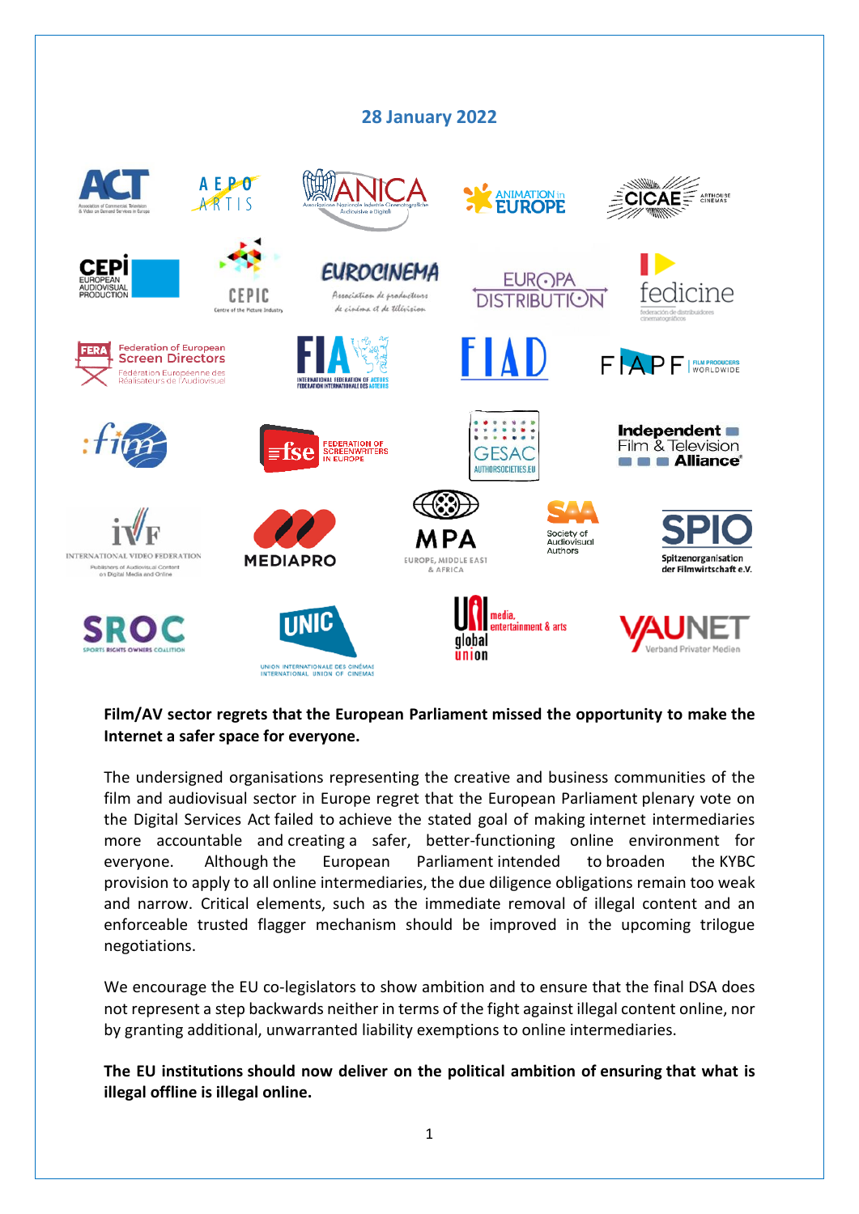28 January 2022

**Film/AV sector regrets that the European Parliament missed the opportunity to make the Internet a safer space for everyone.**

The undersigned organisations representing the creative and business communities of the film and audiovisual sector in Europe regret that the European Parliament plenary vote on the Digital Services Act failed to achieve the stated goal of making internet intermediaries more accountable and creating a safer, better-functioning online environment for everyone. Although the European Parliament intended to broaden the KYBC provision to apply to all online intermediaries, the due diligence obligations remain too weak and narrow. Critical elements, such as the immediate removal of illegal content and an enforceable trusted flagger mechanism should be improved in the upcoming trilogue negotiations.

We encourage the EU co-legislators to show ambition and to ensure that the final DSA does not represent a step backwards neither in terms of the fight against illegal content online, nor by granting additional, unwarranted liability exemptions to online intermediaries.

**The EU institutions should now deliver on the political ambition of ensuring that what is illegal offline is illegal online.**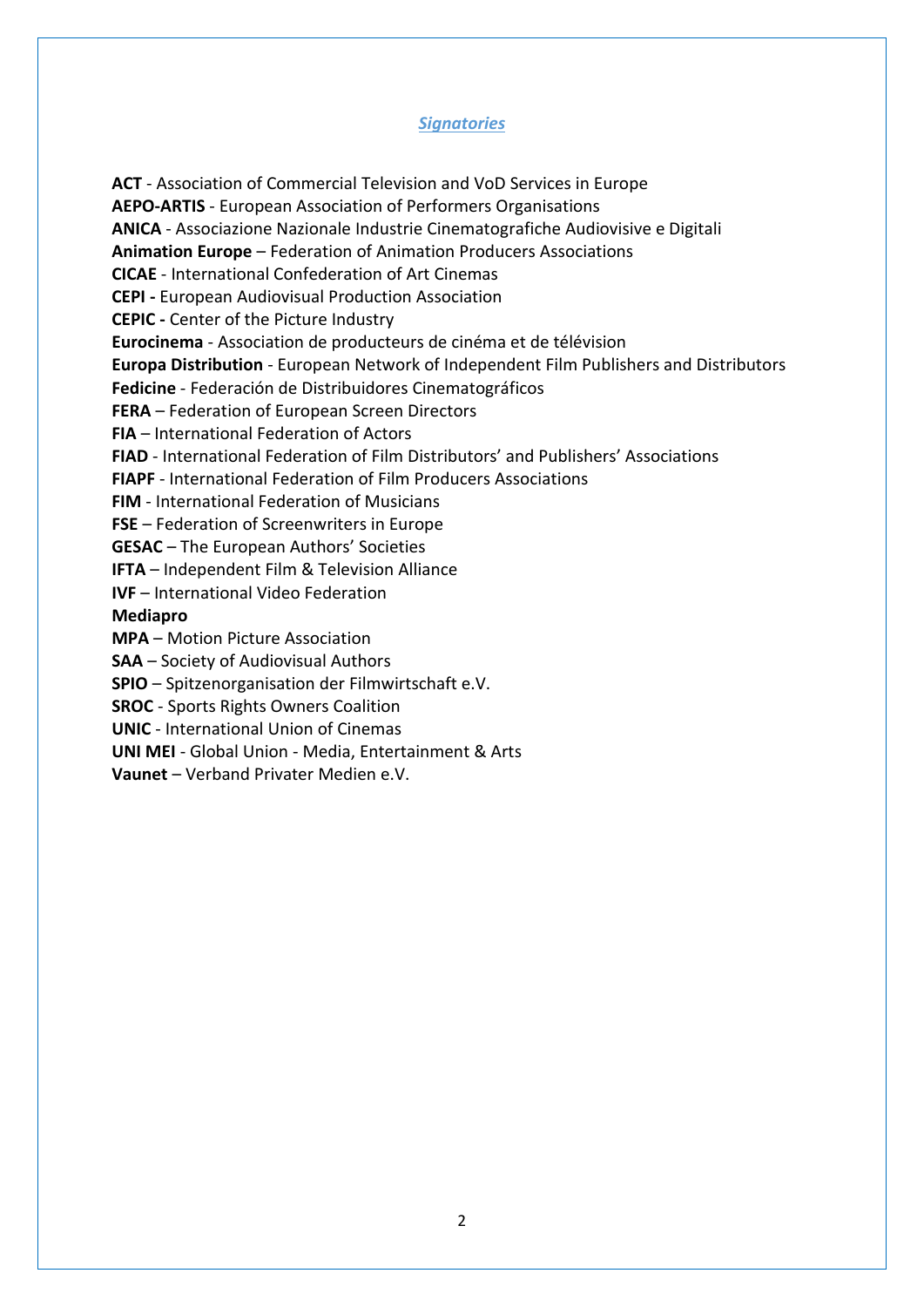***Signatories***

**ACT** - Association of Commercial Television and VoD Services in Europe
**AEPO-ARTIS** - European Association of Performers Organisations
**ANICA** - Associazione Nazionale Industrie Cinematografiche Audiovisive e Digitali
**Animation Europe** – Federation of Animation Producers Associations
**CICAE** - International Confederation of Art Cinemas
**CEPI -** European Audiovisual Production Association
**CEPIC -** Center of the Picture Industry
**Eurocinema** - Association de producteurs de cinéma et de télévision
**Europa Distribution** - European Network of Independent Film Publishers and Distributors
**Fedicine** - Federación de Distribuidores Cinematográficos
**FERA** – Federation of European Screen Directors
**FIA** – International Federation of Actors
**FIAD** - International Federation of Film Distributors' and Publishers' Associations
**FIAPF** - International Federation of Film Producers Associations
**FIM** - International Federation of Musicians
**FSE** – Federation of Screenwriters in Europe
**GESAC** – The European Authors' Societies
**IFTA** – Independent Film & Television Alliance
**IVF** – International Video Federation
**Mediapro**
**MPA** – Motion Picture Association
**SAA** – Society of Audiovisual Authors
**SPIO** – Spitzenorganisation der Filmwirtschaft e.V.
**SROC** - Sports Rights Owners Coalition
**UNIC** - International Union of Cinemas
**UNI MEI** - Global Union - Media, Entertainment & Arts
**Vaunet** – Verband Privater Medien e.V.